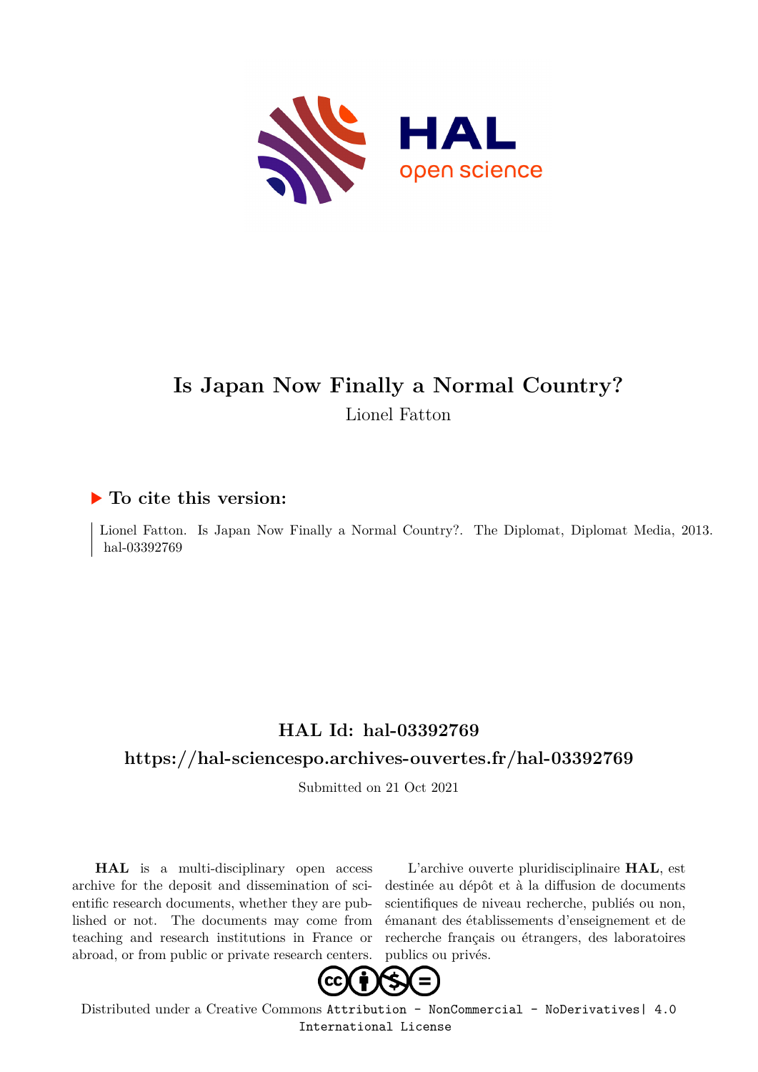# Is Japan Now Finally a Normal Country?

Lionel Fatton

## ▶ To cite this version:

Lionel Fatton. Is Japan Now Finally a Normal Country?. The Diplomat, Diplomat Media, 2013. hal-03392769

## HAL Id: hal-03392769

## https://hal-sciencespo.archives-ouvertes.fr/hal-03392769

Submitted on 21 Oct 2021

**HAL** is a multi-disciplinary open access archive for the deposit and dissemination of scientific research documents, whether they are published or not. The documents may come from teaching and research institutions in France or abroad, or from public or private research centers.

L'archive ouverte pluridisciplinaire **HAL**, est destinée au dépôt et à la diffusion de documents scientifiques de niveau recherche, publiés ou non, émanant des établissements d'enseignement et de recherche français ou étrangers, des laboratoires publics ou privés.

Distributed under a Creative Commons Attribution - NonCommercial - NoDerivatives| 4.0 International License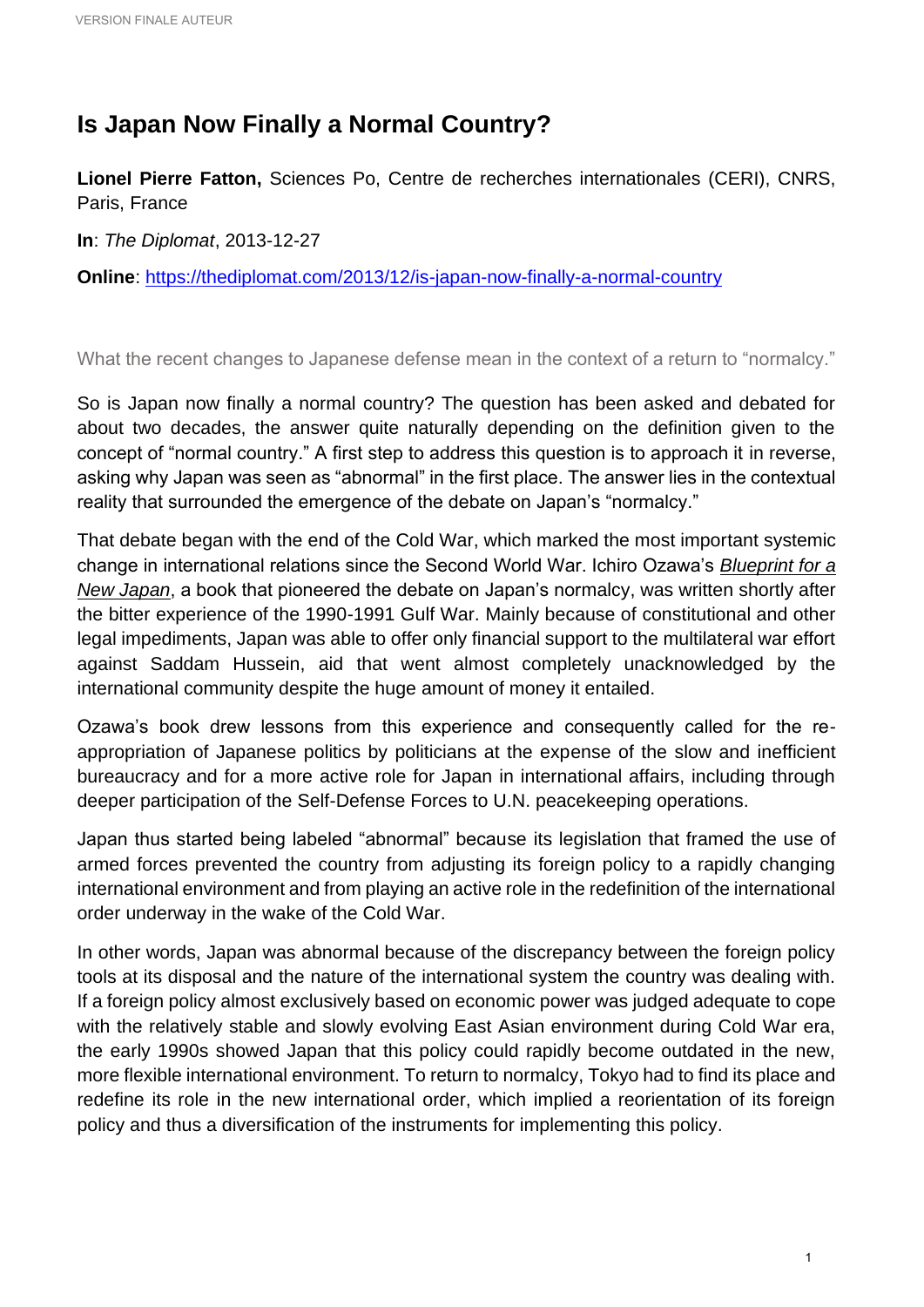# Is Japan Now Finally a Normal Country?

**Lionel Pierre Fatton,** Sciences Po, Centre de recherches internationales (CERI), CNRS, Paris, France

**In**: *The Diplomat*, 2013-12-27

**Online**: https://thediplomat.com/2013/12/is-japan-now-finally-a-normal-country

What the recent changes to Japanese defense mean in the context of a return to "normalcy."

So is Japan now finally a normal country? The question has been asked and debated for about two decades, the answer quite naturally depending on the definition given to the concept of "normal country." A first step to address this question is to approach it in reverse, asking why Japan was seen as "abnormal" in the first place. The answer lies in the contextual reality that surrounded the emergence of the debate on Japan's "normalcy."

That debate began with the end of the Cold War, which marked the most important systemic change in international relations since the Second World War. Ichiro Ozawa's *Blueprint for a New Japan*, a book that pioneered the debate on Japan's normalcy, was written shortly after the bitter experience of the 1990-1991 Gulf War. Mainly because of constitutional and other legal impediments, Japan was able to offer only financial support to the multilateral war effort against Saddam Hussein, aid that went almost completely unacknowledged by the international community despite the huge amount of money it entailed.

Ozawa's book drew lessons from this experience and consequently called for the re-appropriation of Japanese politics by politicians at the expense of the slow and inefficient bureaucracy and for a more active role for Japan in international affairs, including through deeper participation of the Self-Defense Forces to U.N. peacekeeping operations.

Japan thus started being labeled "abnormal" because its legislation that framed the use of armed forces prevented the country from adjusting its foreign policy to a rapidly changing international environment and from playing an active role in the redefinition of the international order underway in the wake of the Cold War.

In other words, Japan was abnormal because of the discrepancy between the foreign policy tools at its disposal and the nature of the international system the country was dealing with. If a foreign policy almost exclusively based on economic power was judged adequate to cope with the relatively stable and slowly evolving East Asian environment during Cold War era, the early 1990s showed Japan that this policy could rapidly become outdated in the new, more flexible international environment. To return to normalcy, Tokyo had to find its place and redefine its role in the new international order, which implied a reorientation of its foreign policy and thus a diversification of the instruments for implementing this policy.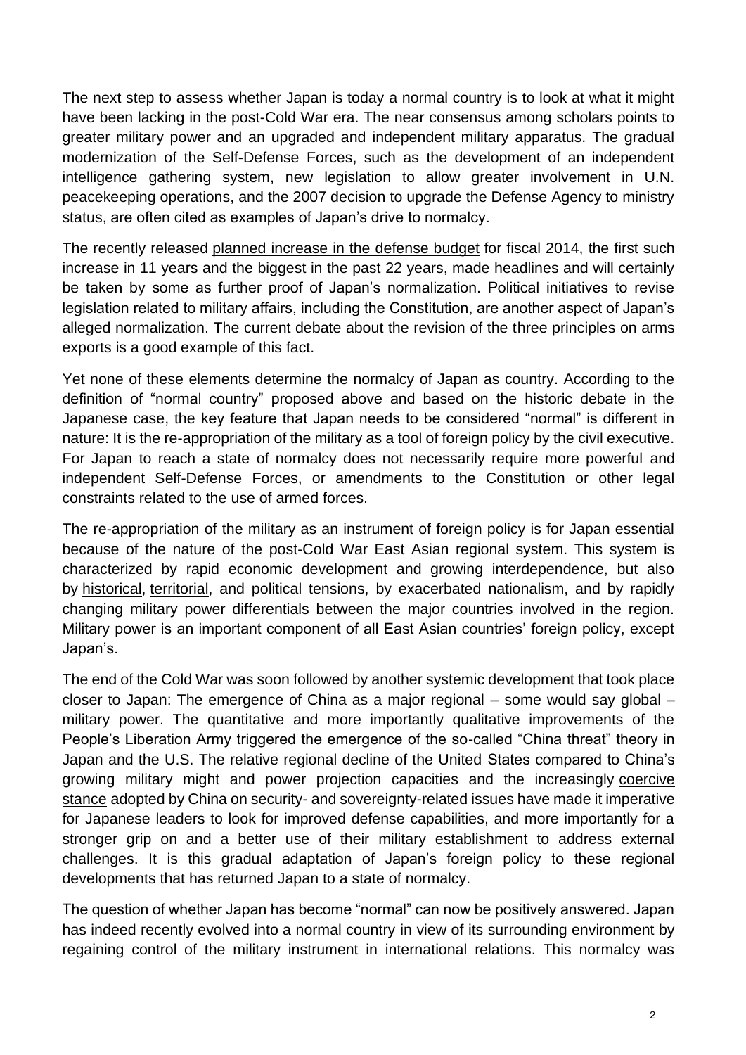The next step to assess whether Japan is today a normal country is to look at what it might have been lacking in the post-Cold War era. The near consensus among scholars points to greater military power and an upgraded and independent military apparatus. The gradual modernization of the Self-Defense Forces, such as the development of an independent intelligence gathering system, new legislation to allow greater involvement in U.N. peacekeeping operations, and the 2007 decision to upgrade the Defense Agency to ministry status, are often cited as examples of Japan's drive to normalcy.

The recently released planned increase in the defense budget for fiscal 2014, the first such increase in 11 years and the biggest in the past 22 years, made headlines and will certainly be taken by some as further proof of Japan's normalization. Political initiatives to revise legislation related to military affairs, including the Constitution, are another aspect of Japan's alleged normalization. The current debate about the revision of the three principles on arms exports is a good example of this fact.

Yet none of these elements determine the normalcy of Japan as country. According to the definition of "normal country" proposed above and based on the historic debate in the Japanese case, the key feature that Japan needs to be considered "normal" is different in nature: It is the re-appropriation of the military as a tool of foreign policy by the civil executive. For Japan to reach a state of normalcy does not necessarily require more powerful and independent Self-Defense Forces, or amendments to the Constitution or other legal constraints related to the use of armed forces.

The re-appropriation of the military as an instrument of foreign policy is for Japan essential because of the nature of the post-Cold War East Asian regional system. This system is characterized by rapid economic development and growing interdependence, but also by historical, territorial, and political tensions, by exacerbated nationalism, and by rapidly changing military power differentials between the major countries involved in the region. Military power is an important component of all East Asian countries' foreign policy, except Japan's.

The end of the Cold War was soon followed by another systemic development that took place closer to Japan: The emergence of China as a major regional – some would say global – military power. The quantitative and more importantly qualitative improvements of the People's Liberation Army triggered the emergence of the so-called "China threat" theory in Japan and the U.S. The relative regional decline of the United States compared to China's growing military might and power projection capacities and the increasingly coercive stance adopted by China on security- and sovereignty-related issues have made it imperative for Japanese leaders to look for improved defense capabilities, and more importantly for a stronger grip on and a better use of their military establishment to address external challenges. It is this gradual adaptation of Japan's foreign policy to these regional developments that has returned Japan to a state of normalcy.

The question of whether Japan has become "normal" can now be positively answered. Japan has indeed recently evolved into a normal country in view of its surrounding environment by regaining control of the military instrument in international relations. This normalcy was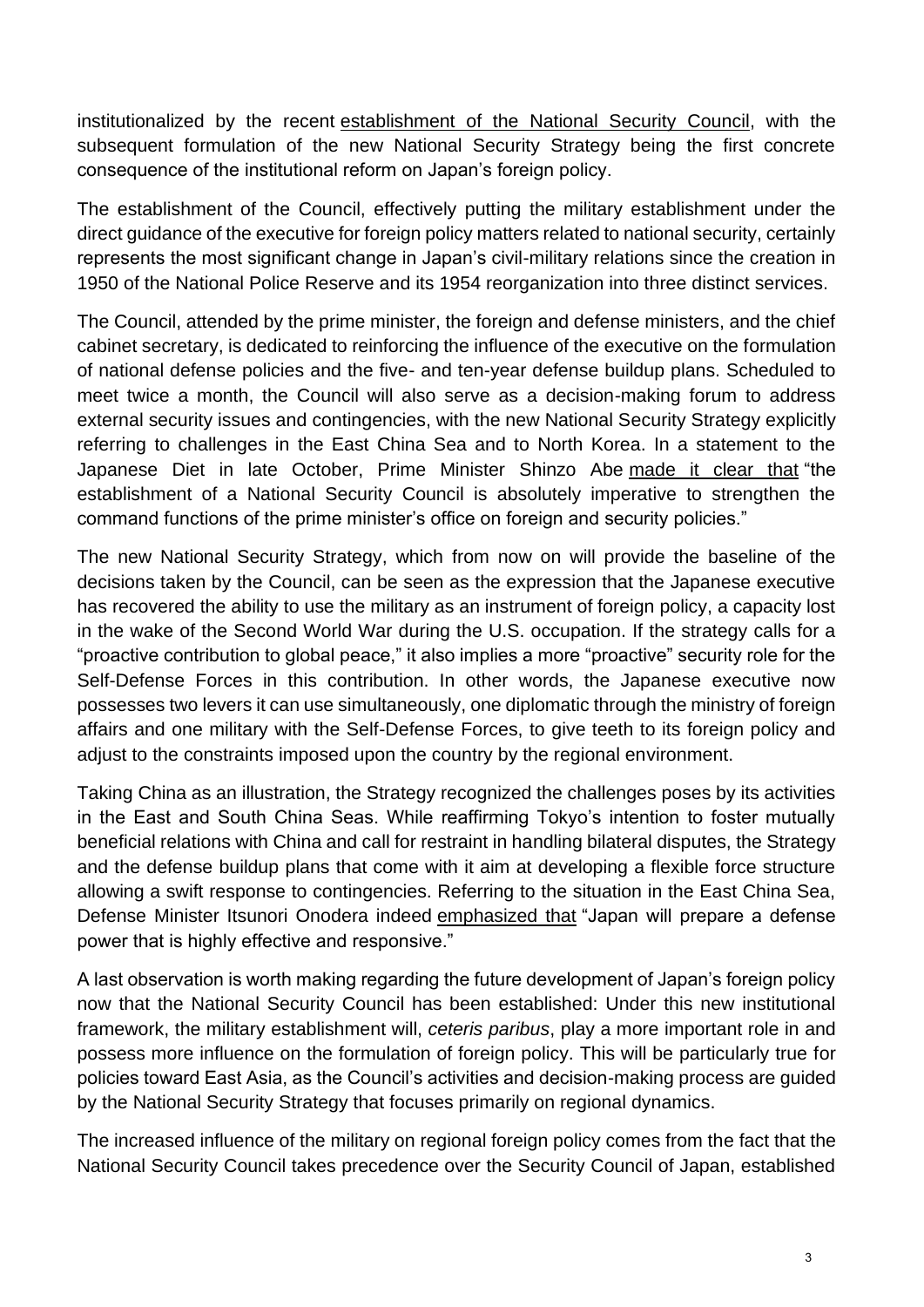institutionalized by the recent establishment of the National Security Council, with the subsequent formulation of the new National Security Strategy being the first concrete consequence of the institutional reform on Japan's foreign policy.

The establishment of the Council, effectively putting the military establishment under the direct guidance of the executive for foreign policy matters related to national security, certainly represents the most significant change in Japan's civil-military relations since the creation in 1950 of the National Police Reserve and its 1954 reorganization into three distinct services.

The Council, attended by the prime minister, the foreign and defense ministers, and the chief cabinet secretary, is dedicated to reinforcing the influence of the executive on the formulation of national defense policies and the five- and ten-year defense buildup plans. Scheduled to meet twice a month, the Council will also serve as a decision-making forum to address external security issues and contingencies, with the new National Security Strategy explicitly referring to challenges in the East China Sea and to North Korea. In a statement to the Japanese Diet in late October, Prime Minister Shinzo Abe made it clear that "the establishment of a National Security Council is absolutely imperative to strengthen the command functions of the prime minister's office on foreign and security policies."

The new National Security Strategy, which from now on will provide the baseline of the decisions taken by the Council, can be seen as the expression that the Japanese executive has recovered the ability to use the military as an instrument of foreign policy, a capacity lost in the wake of the Second World War during the U.S. occupation. If the strategy calls for a "proactive contribution to global peace," it also implies a more "proactive" security role for the Self-Defense Forces in this contribution. In other words, the Japanese executive now possesses two levers it can use simultaneously, one diplomatic through the ministry of foreign affairs and one military with the Self-Defense Forces, to give teeth to its foreign policy and adjust to the constraints imposed upon the country by the regional environment.

Taking China as an illustration, the Strategy recognized the challenges poses by its activities in the East and South China Seas. While reaffirming Tokyo's intention to foster mutually beneficial relations with China and call for restraint in handling bilateral disputes, the Strategy and the defense buildup plans that come with it aim at developing a flexible force structure allowing a swift response to contingencies. Referring to the situation in the East China Sea, Defense Minister Itsunori Onodera indeed emphasized that "Japan will prepare a defense power that is highly effective and responsive."

A last observation is worth making regarding the future development of Japan's foreign policy now that the National Security Council has been established: Under this new institutional framework, the military establishment will, *ceteris paribus*, play a more important role in and possess more influence on the formulation of foreign policy. This will be particularly true for policies toward East Asia, as the Council's activities and decision-making process are guided by the National Security Strategy that focuses primarily on regional dynamics.

The increased influence of the military on regional foreign policy comes from the fact that the National Security Council takes precedence over the Security Council of Japan, established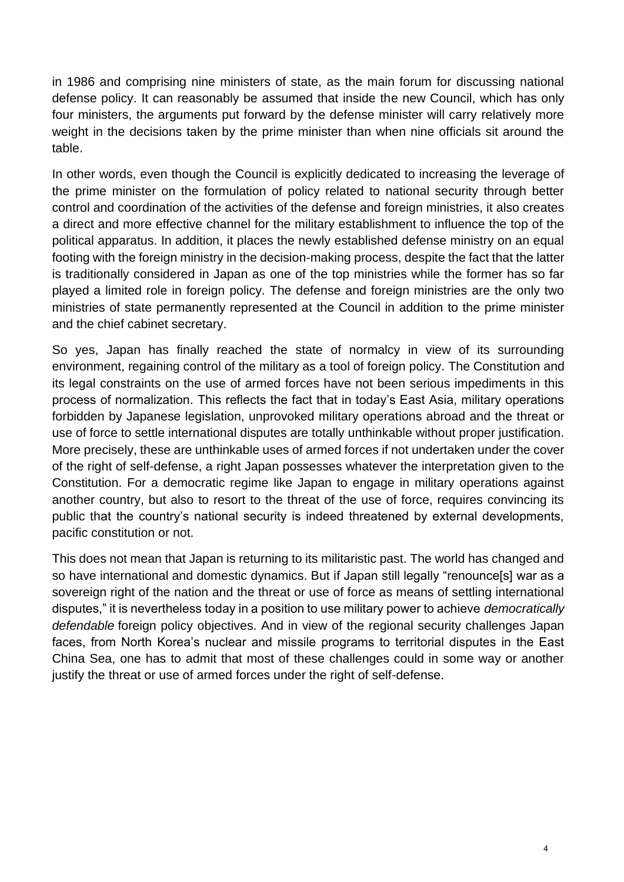in 1986 and comprising nine ministers of state, as the main forum for discussing national defense policy. It can reasonably be assumed that inside the new Council, which has only four ministers, the arguments put forward by the defense minister will carry relatively more weight in the decisions taken by the prime minister than when nine officials sit around the table.

In other words, even though the Council is explicitly dedicated to increasing the leverage of the prime minister on the formulation of policy related to national security through better control and coordination of the activities of the defense and foreign ministries, it also creates a direct and more effective channel for the military establishment to influence the top of the political apparatus. In addition, it places the newly established defense ministry on an equal footing with the foreign ministry in the decision-making process, despite the fact that the latter is traditionally considered in Japan as one of the top ministries while the former has so far played a limited role in foreign policy. The defense and foreign ministries are the only two ministries of state permanently represented at the Council in addition to the prime minister and the chief cabinet secretary.

So yes, Japan has finally reached the state of normalcy in view of its surrounding environment, regaining control of the military as a tool of foreign policy. The Constitution and its legal constraints on the use of armed forces have not been serious impediments in this process of normalization. This reflects the fact that in today's East Asia, military operations forbidden by Japanese legislation, unprovoked military operations abroad and the threat or use of force to settle international disputes are totally unthinkable without proper justification. More precisely, these are unthinkable uses of armed forces if not undertaken under the cover of the right of self-defense, a right Japan possesses whatever the interpretation given to the Constitution. For a democratic regime like Japan to engage in military operations against another country, but also to resort to the threat of the use of force, requires convincing its public that the country's national security is indeed threatened by external developments, pacific constitution or not.

This does not mean that Japan is returning to its militaristic past. The world has changed and so have international and domestic dynamics. But if Japan still legally "renounce[s] war as a sovereign right of the nation and the threat or use of force as means of settling international disputes," it is nevertheless today in a position to use military power to achieve *democratically defendable* foreign policy objectives. And in view of the regional security challenges Japan faces, from North Korea's nuclear and missile programs to territorial disputes in the East China Sea, one has to admit that most of these challenges could in some way or another justify the threat or use of armed forces under the right of self-defense.